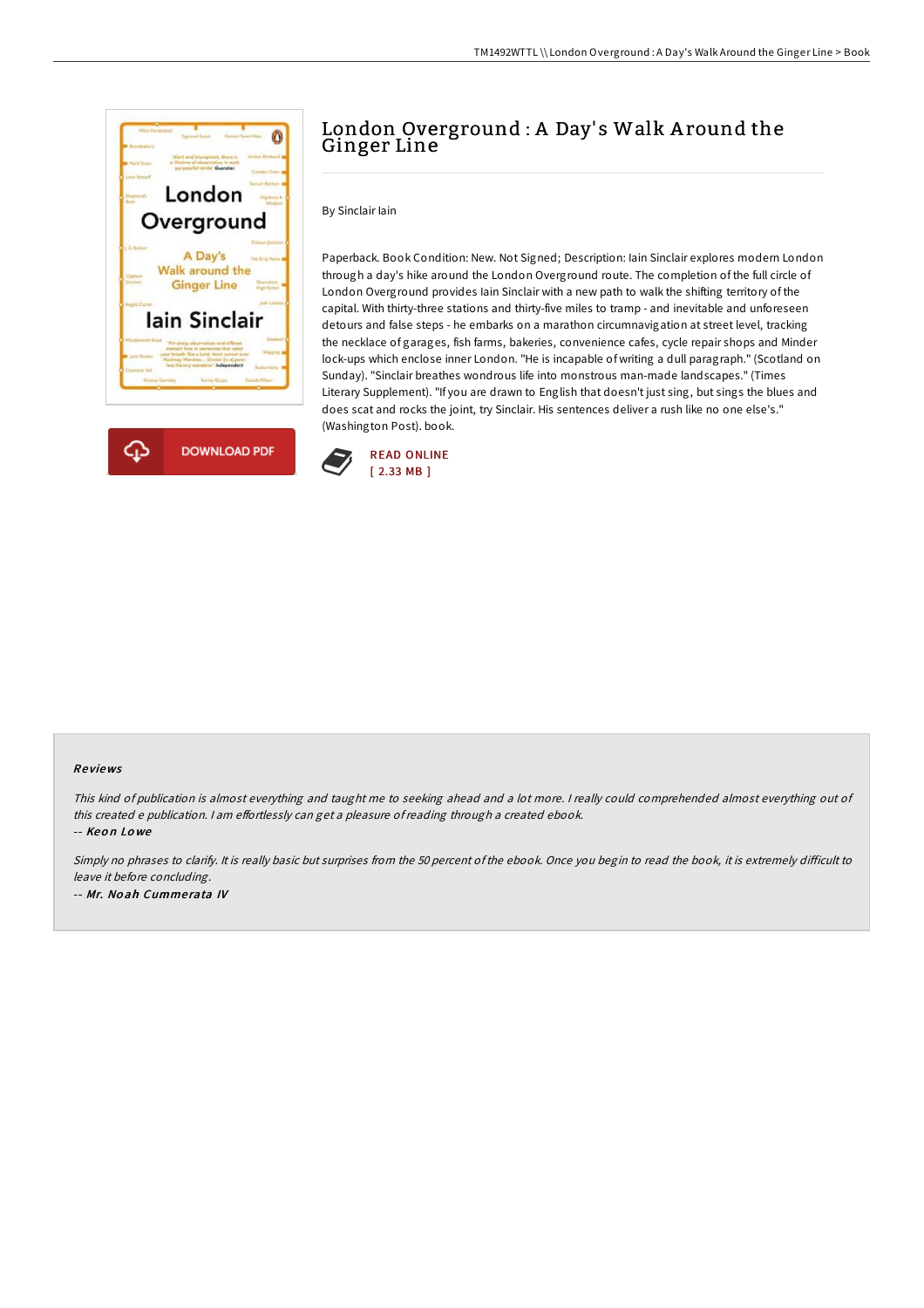# London Overground : A Day's Walk Around the Ginger Line

By Sinclair Iain

Paperback. Book Condition: New. Not Signed; Description: Iain Sinclair explores modern London through a day's hike around the London Overground route. The completion of the full circle of London Overground provides Iain Sinclair with a new path to walk the shifting territory of the capital. With thirty-three stations and thirty-five miles to tramp - and inevitable and unforeseen detours and false steps - he embarks on a marathon circumnavigation at street level, tracking the necklace of garages, fish farms, bakeries, convenience cafes, cycle repair shops and Minder lock-ups which enclose inner London. "He is incapable of writing a dull paragraph." (Scotland on Sunday). "Sinclair breathes wondrous life into monstrous man-made landscapes." (Times Literary Supplement). "If you are drawn to English that doesn't just sing, but sings the blues and does scat and rocks the joint, try Sinclair. His sentences deliver a rush like no one else's." (Washington Post). book.

DOWNLOAD PDF

READ ONLINE
[ 2.33 MB ]

## Reviews

*This kind of publication is almost everything and taught me to seeking ahead and a lot more. I really could comprehended almost everything out of this created e publication. I am effortlessly can get a pleasure of reading through a created ebook.*

-- *Keon Lowe*

*Simply no phrases to clarify. It is really basic but surprises from the 50 percent of the ebook. Once you begin to read the book, it is extremely difficult to leave it before concluding.*

-- *Mr. Noah Cummerata IV*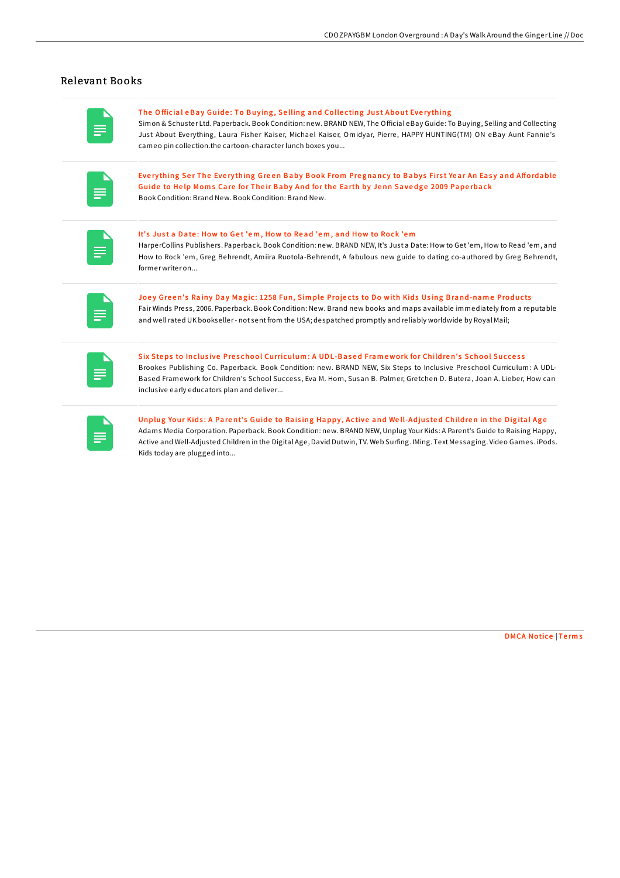## Relevant Books

### The Official eBay Guide: To Buying, Selling and Collecting Just About Everything

Simon & Schuster Ltd. Paperback. Book Condition: new. BRAND NEW, The Official eBay Guide: To Buying, Selling and Collecting Just About Everything, Laura Fisher Kaiser, Michael Kaiser, Omidyar, Pierre, HAPPY HUNTING(TM) ON eBay Aunt Fannie's cameo pin collection.the cartoon-character lunch boxes you...

### Everything Ser The Everything Green Baby Book From Pregnancy to Babys First Year An Easy and Affordable Guide to Help Moms Care for Their Baby And for the Earth by Jenn Savedge 2009 Paperback

Book Condition: Brand New. Book Condition: Brand New.

### It's Just a Date: How to Get 'em, How to Read 'em, and How to Rock 'em

HarperCollins Publishers. Paperback. Book Condition: new. BRAND NEW, It's Just a Date: How to Get 'em, How to Read 'em, and How to Rock 'em, Greg Behrendt, Amiira Ruotola-Behrendt, A fabulous new guide to dating co-authored by Greg Behrendt, former writer on...

### Joey Green's Rainy Day Magic: 1258 Fun, Simple Projects to Do with Kids Using Brand-name Products

Fair Winds Press, 2006. Paperback. Book Condition: New. Brand new books and maps available immediately from a reputable and well rated UK bookseller - not sent from the USA; despatched promptly and reliably worldwide by Royal Mail;

### Six Steps to Inclusive Preschool Curriculum: A UDL-Based Framework for Children's School Success

Brookes Publishing Co. Paperback. Book Condition: new. BRAND NEW, Six Steps to Inclusive Preschool Curriculum: A UDL-Based Framework for Children's School Success, Eva M. Horn, Susan B. Palmer, Gretchen D. Butera, Joan A. Lieber, How can inclusive early educators plan and deliver...

### Unplug Your Kids: A Parent's Guide to Raising Happy, Active and Well-Adjusted Children in the Digital Age

Adams Media Corporation. Paperback. Book Condition: new. BRAND NEW, Unplug Your Kids: A Parent's Guide to Raising Happy, Active and Well-Adjusted Children in the Digital Age, David Dutwin, TV. Web Surfing. IMing. Text Messaging. Video Games. iPods. Kids today are plugged into...

DMCA Notice | Terms